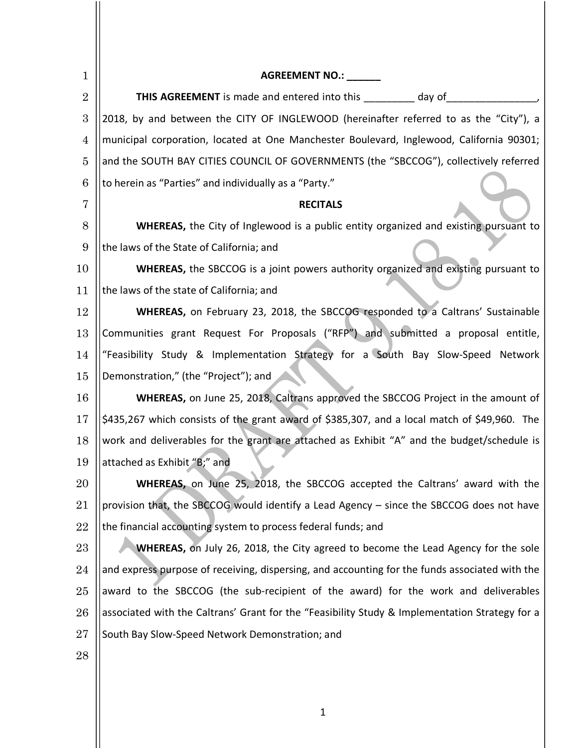**AGREEMENT NO.: ______**

**THIS AGREEMENT** is made and entered into this _________ day of________________, 2018, by and between the CITY OF INGLEWOOD (hereinafter referred to as the "City"), a municipal corporation, located at One Manchester Boulevard, Inglewood, California 90301; and the SOUTH BAY CITIES COUNCIL OF GOVERNMENTS (the "SBCCOG"), collectively referred to herein as "Parties" and individually as a "Party."

**RECITALS**

**WHEREAS,** the City of Inglewood is a public entity organized and existing pursuant to the laws of the State of California; and

**WHEREAS,** the SBCCOG is a joint powers authority organized and existing pursuant to the laws of the state of California; and

**WHEREAS,** on February 23, 2018, the SBCCOG responded to a Caltrans' Sustainable Communities grant Request For Proposals ("RFP") and submitted a proposal entitle, "Feasibility Study & Implementation Strategy for a South Bay Slow-Speed Network Demonstration," (the "Project"); and

**WHEREAS,** on June 25, 2018, Caltrans approved the SBCCOG Project in the amount of $435,267 which consists of the grant award of $385,307, and a local match of $49,960. The work and deliverables for the grant are attached as Exhibit "A" and the budget/schedule is attached as Exhibit "B;" and

**WHEREAS,** on June 25, 2018, the SBCCOG accepted the Caltrans' award with the provision that, the SBCCOG would identify a Lead Agency – since the SBCCOG does not have the financial accounting system to process federal funds; and

**WHEREAS,** on July 26, 2018, the City agreed to become the Lead Agency for the sole and express purpose of receiving, dispersing, and accounting for the funds associated with the award to the SBCCOG (the sub-recipient of the award) for the work and deliverables associated with the Caltrans' Grant for the "Feasibility Study & Implementation Strategy for a South Bay Slow-Speed Network Demonstration; and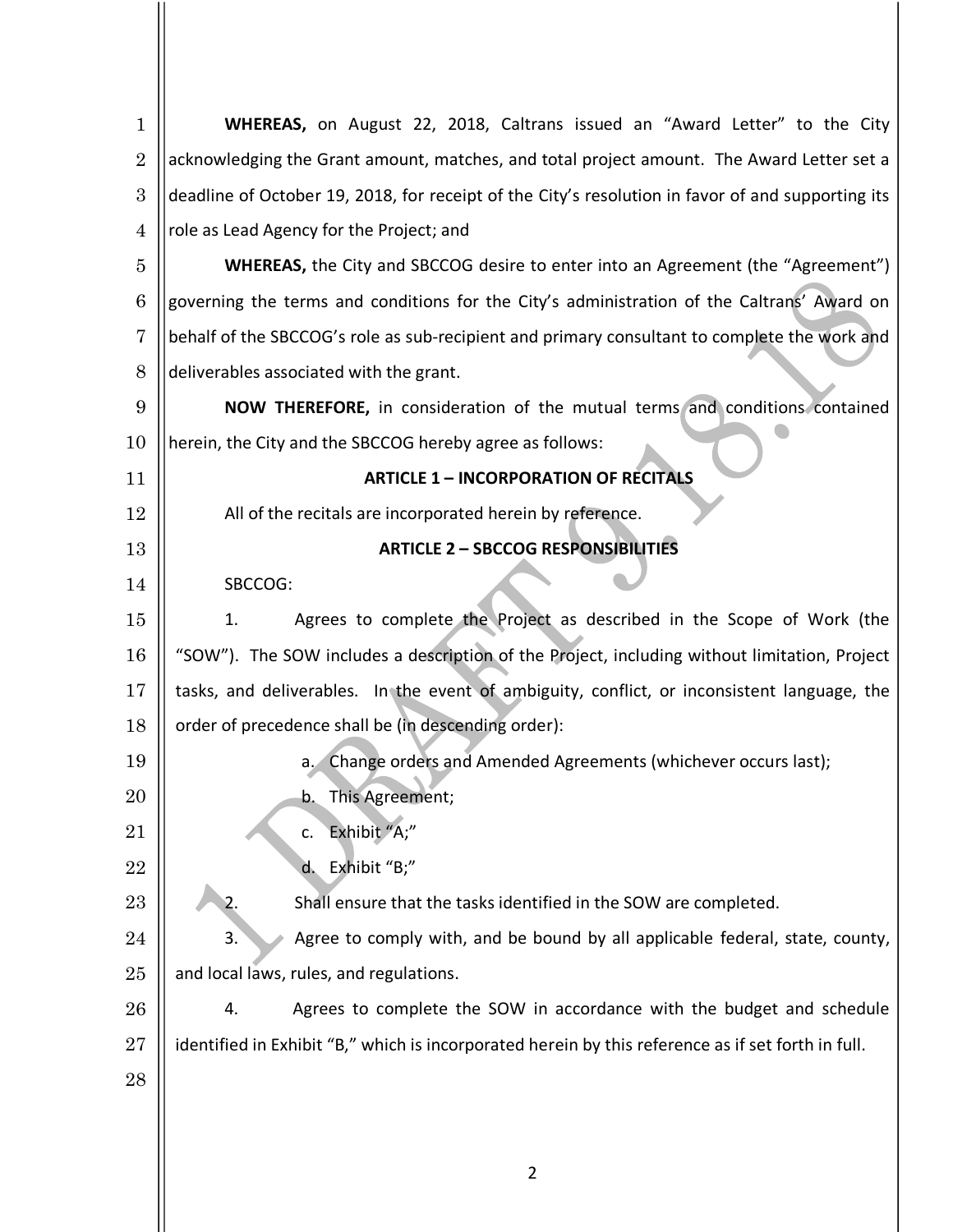**WHEREAS,** on August 22, 2018, Caltrans issued an "Award Letter" to the City acknowledging the Grant amount, matches, and total project amount. The Award Letter set a deadline of October 19, 2018, for receipt of the City's resolution in favor of and supporting its role as Lead Agency for the Project; and

**WHEREAS,** the City and SBCCOG desire to enter into an Agreement (the "Agreement") governing the terms and conditions for the City's administration of the Caltrans' Award on behalf of the SBCCOG's role as sub-recipient and primary consultant to complete the work and deliverables associated with the grant.

**NOW THEREFORE,** in consideration of the mutual terms and conditions contained herein, the City and the SBCCOG hereby agree as follows:

**ARTICLE 1 – INCORPORATION OF RECITALS**

All of the recitals are incorporated herein by reference.

**ARTICLE 2 – SBCCOG RESPONSIBILITIES**

SBCCOG:

1. Agrees to complete the Project as described in the Scope of Work (the "SOW"). The SOW includes a description of the Project, including without limitation, Project tasks, and deliverables. In the event of ambiguity, conflict, or inconsistent language, the order of precedence shall be (in descending order):

   a. Change orders and Amended Agreements (whichever occurs last);

   b. This Agreement;

   c. Exhibit "A;"

   d. Exhibit "B;"

2. Shall ensure that the tasks identified in the SOW are completed.

3. Agree to comply with, and be bound by all applicable federal, state, county, and local laws, rules, and regulations.

4. Agrees to complete the SOW in accordance with the budget and schedule identified in Exhibit "B," which is incorporated herein by this reference as if set forth in full.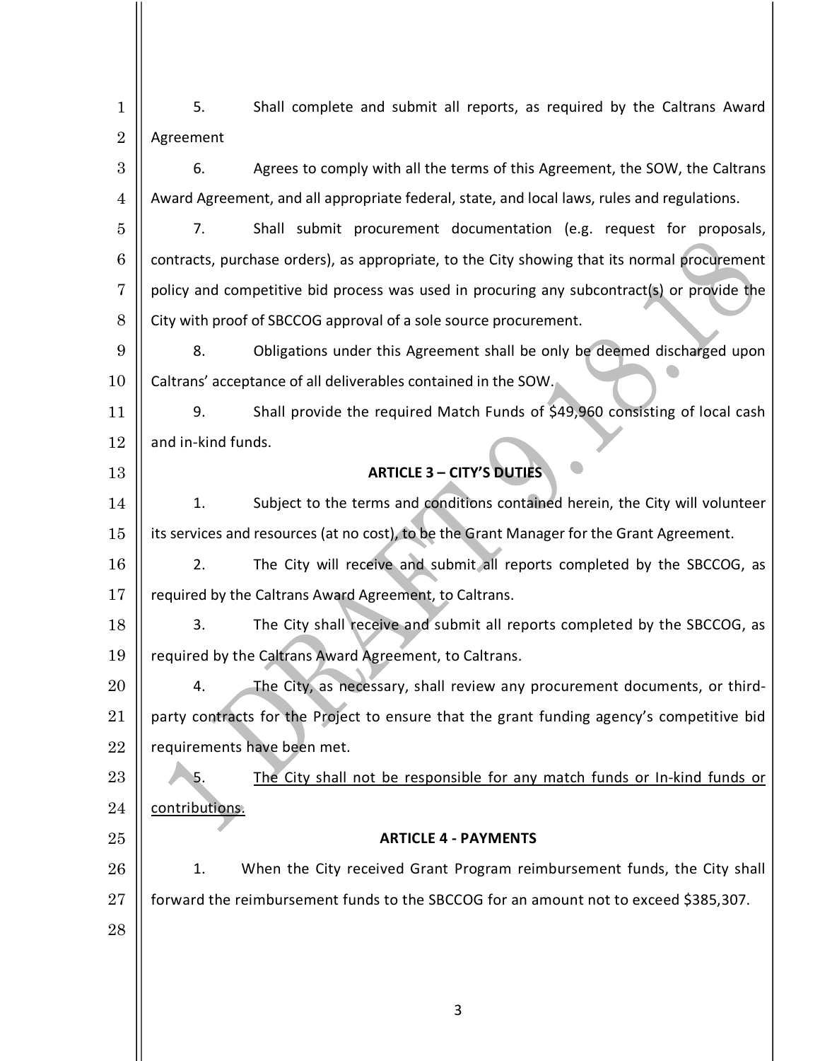5. Shall complete and submit all reports, as required by the Caltrans Award Agreement

6. Agrees to comply with all the terms of this Agreement, the SOW, the Caltrans Award Agreement, and all appropriate federal, state, and local laws, rules and regulations.

7. Shall submit procurement documentation (e.g. request for proposals, contracts, purchase orders), as appropriate, to the City showing that its normal procurement policy and competitive bid process was used in procuring any subcontract(s) or provide the City with proof of SBCCOG approval of a sole source procurement.

8. Obligations under this Agreement shall be only be deemed discharged upon Caltrans' acceptance of all deliverables contained in the SOW.

9. Shall provide the required Match Funds of $49,960 consisting of local cash and in-kind funds.

**ARTICLE 3 – CITY'S DUTIES**

1. Subject to the terms and conditions contained herein, the City will volunteer its services and resources (at no cost), to be the Grant Manager for the Grant Agreement.

2. The City will receive and submit all reports completed by the SBCCOG, as required by the Caltrans Award Agreement, to Caltrans.

3. The City shall receive and submit all reports completed by the SBCCOG, as required by the Caltrans Award Agreement, to Caltrans.

4. The City, as necessary, shall review any procurement documents, or third-party contracts for the Project to ensure that the grant funding agency's competitive bid requirements have been met.

5. <u>The City shall not be responsible for any match funds or In-kind funds or contributions.</u>

**ARTICLE 4 - PAYMENTS**

1. When the City received Grant Program reimbursement funds, the City shall forward the reimbursement funds to the SBCCOG for an amount not to exceed $385,307.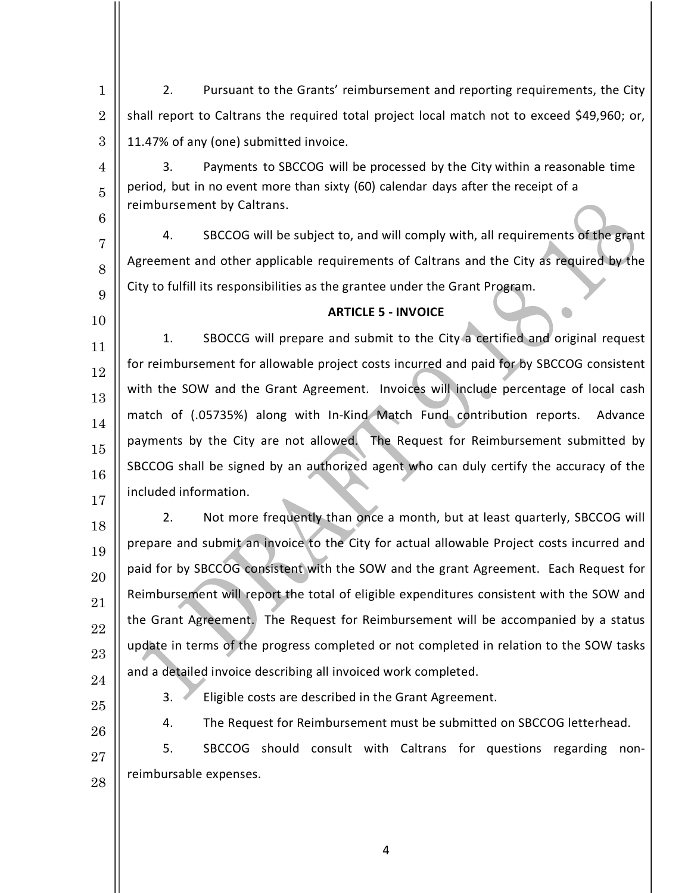2. Pursuant to the Grants' reimbursement and reporting requirements, the City shall report to Caltrans the required total project local match not to exceed $49,960; or, 11.47% of any (one) submitted invoice.

3. Payments to SBCCOG will be processed by the City within a reasonable time period, but in no event more than sixty (60) calendar days after the receipt of a reimbursement by Caltrans.

4. SBCCOG will be subject to, and will comply with, all requirements of the grant Agreement and other applicable requirements of Caltrans and the City as required by the City to fulfill its responsibilities as the grantee under the Grant Program.

**ARTICLE 5 - INVOICE**

1. SBOCCG will prepare and submit to the City a certified and original request for reimbursement for allowable project costs incurred and paid for by SBCCOG consistent with the SOW and the Grant Agreement. Invoices will include percentage of local cash match of (.05735%) along with In-Kind Match Fund contribution reports. Advance payments by the City are not allowed. The Request for Reimbursement submitted by SBCCOG shall be signed by an authorized agent who can duly certify the accuracy of the included information.

2. Not more frequently than once a month, but at least quarterly, SBCCOG will prepare and submit an invoice to the City for actual allowable Project costs incurred and paid for by SBCCOG consistent with the SOW and the grant Agreement. Each Request for Reimbursement will report the total of eligible expenditures consistent with the SOW and the Grant Agreement. The Request for Reimbursement will be accompanied by a status update in terms of the progress completed or not completed in relation to the SOW tasks and a detailed invoice describing all invoiced work completed.

3. Eligible costs are described in the Grant Agreement.

4. The Request for Reimbursement must be submitted on SBCCOG letterhead.

5. SBCCOG should consult with Caltrans for questions regarding non-reimbursable expenses.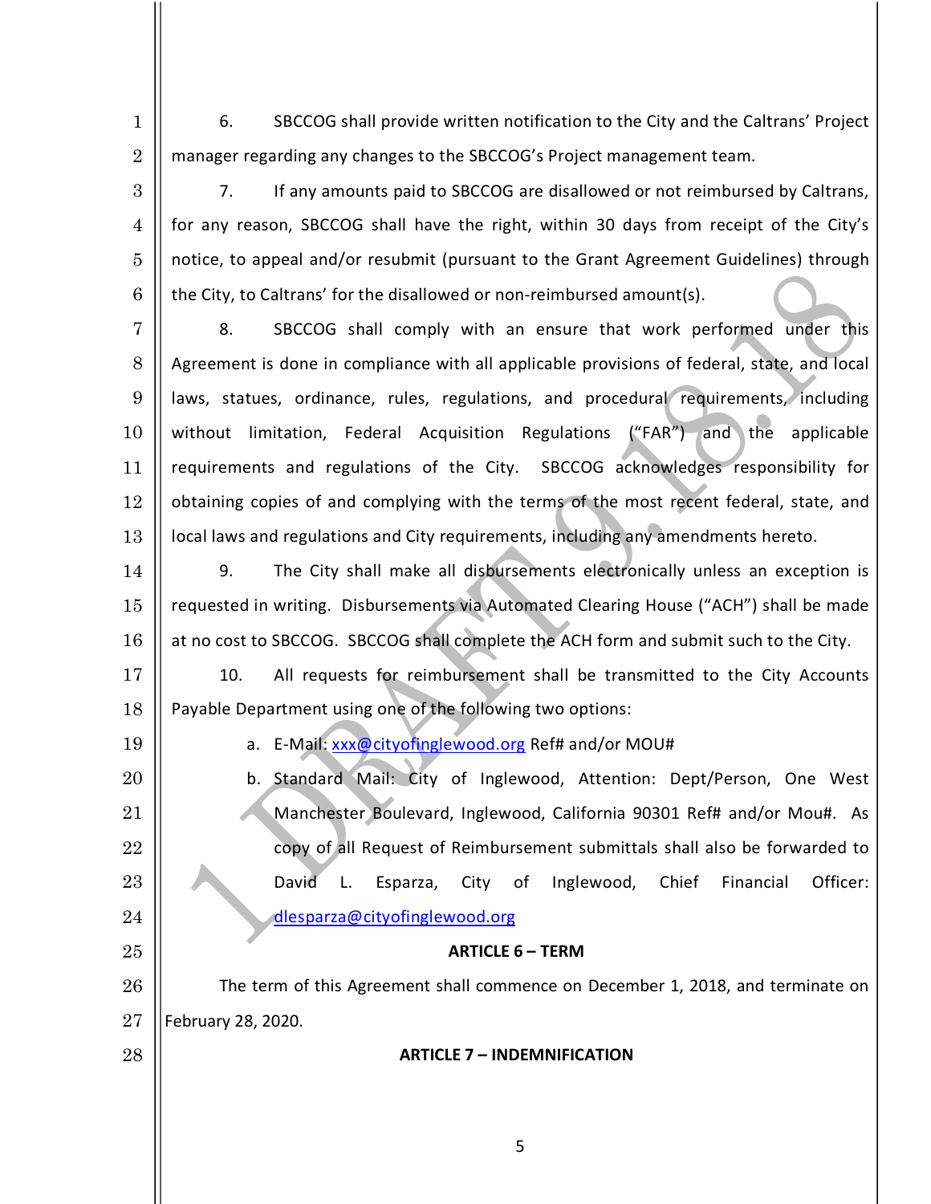6. SBCCOG shall provide written notification to the City and the Caltrans' Project manager regarding any changes to the SBCCOG's Project management team.

7. If any amounts paid to SBCCOG are disallowed or not reimbursed by Caltrans, for any reason, SBCCOG shall have the right, within 30 days from receipt of the City's notice, to appeal and/or resubmit (pursuant to the Grant Agreement Guidelines) through the City, to Caltrans' for the disallowed or non-reimbursed amount(s).

8. SBCCOG shall comply with an ensure that work performed under this Agreement is done in compliance with all applicable provisions of federal, state, and local laws, statues, ordinance, rules, regulations, and procedural requirements, including without limitation, Federal Acquisition Regulations ("FAR") and the applicable requirements and regulations of the City. SBCCOG acknowledges responsibility for obtaining copies of and complying with the terms of the most recent federal, state, and local laws and regulations and City requirements, including any amendments hereto.

9. The City shall make all disbursements electronically unless an exception is requested in writing. Disbursements via Automated Clearing House ("ACH") shall be made at no cost to SBCCOG. SBCCOG shall complete the ACH form and submit such to the City.

10. All requests for reimbursement shall be transmitted to the City Accounts Payable Department using one of the following two options:

   a. E-Mail: xxx@cityofinglewood.org Ref# and/or MOU#

   b. Standard Mail: City of Inglewood, Attention: Dept/Person, One West Manchester Boulevard, Inglewood, California 90301 Ref# and/or Mou#. As copy of all Request of Reimbursement submittals shall also be forwarded to David L. Esparza, City of Inglewood, Chief Financial Officer: dlesparza@cityofinglewood.org

**ARTICLE 6 – TERM**

The term of this Agreement shall commence on December 1, 2018, and terminate on February 28, 2020.

**ARTICLE 7 – INDEMNIFICATION**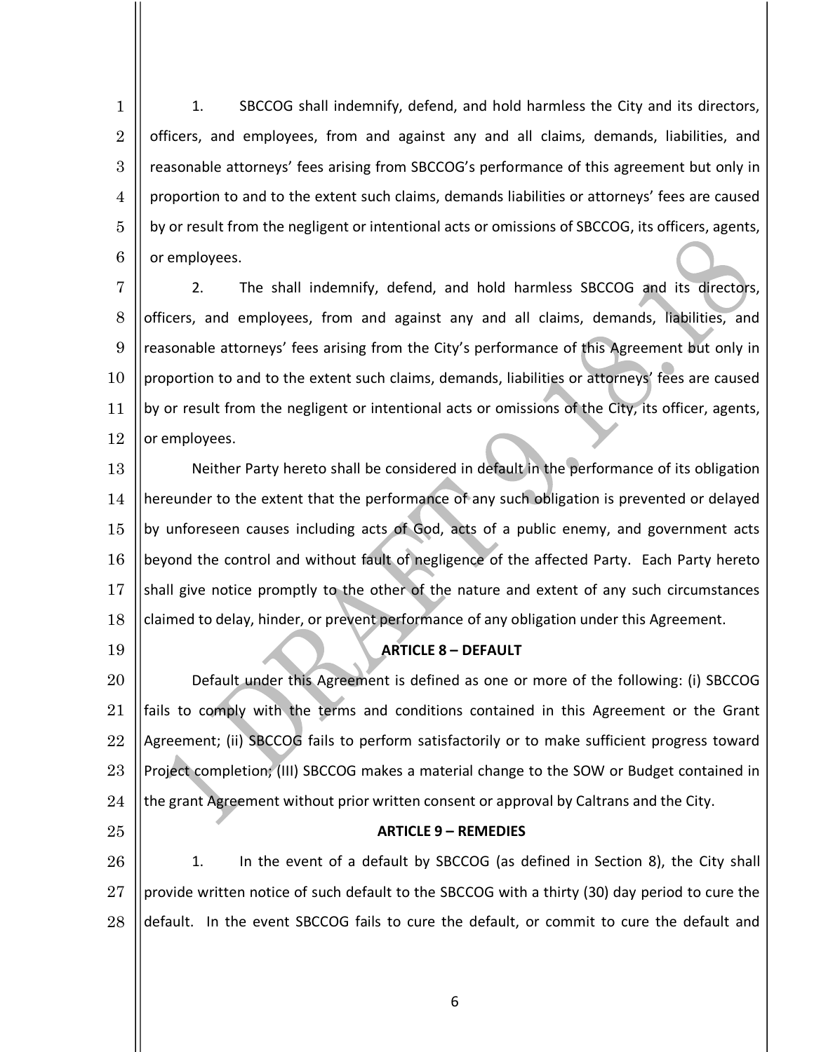1. SBCCOG shall indemnify, defend, and hold harmless the City and its directors, officers, and employees, from and against any and all claims, demands, liabilities, and reasonable attorneys' fees arising from SBCCOG's performance of this agreement but only in proportion to and to the extent such claims, demands liabilities or attorneys' fees are caused by or result from the negligent or intentional acts or omissions of SBCCOG, its officers, agents, or employees.

2. The shall indemnify, defend, and hold harmless SBCCOG and its directors, officers, and employees, from and against any and all claims, demands, liabilities, and reasonable attorneys' fees arising from the City's performance of this Agreement but only in proportion to and to the extent such claims, demands, liabilities or attorneys' fees are caused by or result from the negligent or intentional acts or omissions of the City, its officer, agents, or employees.

Neither Party hereto shall be considered in default in the performance of its obligation hereunder to the extent that the performance of any such obligation is prevented or delayed by unforeseen causes including acts of God, acts of a public enemy, and government acts beyond the control and without fault of negligence of the affected Party. Each Party hereto shall give notice promptly to the other of the nature and extent of any such circumstances claimed to delay, hinder, or prevent performance of any obligation under this Agreement.

**ARTICLE 8 – DEFAULT**

Default under this Agreement is defined as one or more of the following: (i) SBCCOG fails to comply with the terms and conditions contained in this Agreement or the Grant Agreement; (ii) SBCCOG fails to perform satisfactorily or to make sufficient progress toward Project completion; (III) SBCCOG makes a material change to the SOW or Budget contained in the grant Agreement without prior written consent or approval by Caltrans and the City.

**ARTICLE 9 – REMEDIES**

1. In the event of a default by SBCCOG (as defined in Section 8), the City shall provide written notice of such default to the SBCCOG with a thirty (30) day period to cure the default. In the event SBCCOG fails to cure the default, or commit to cure the default and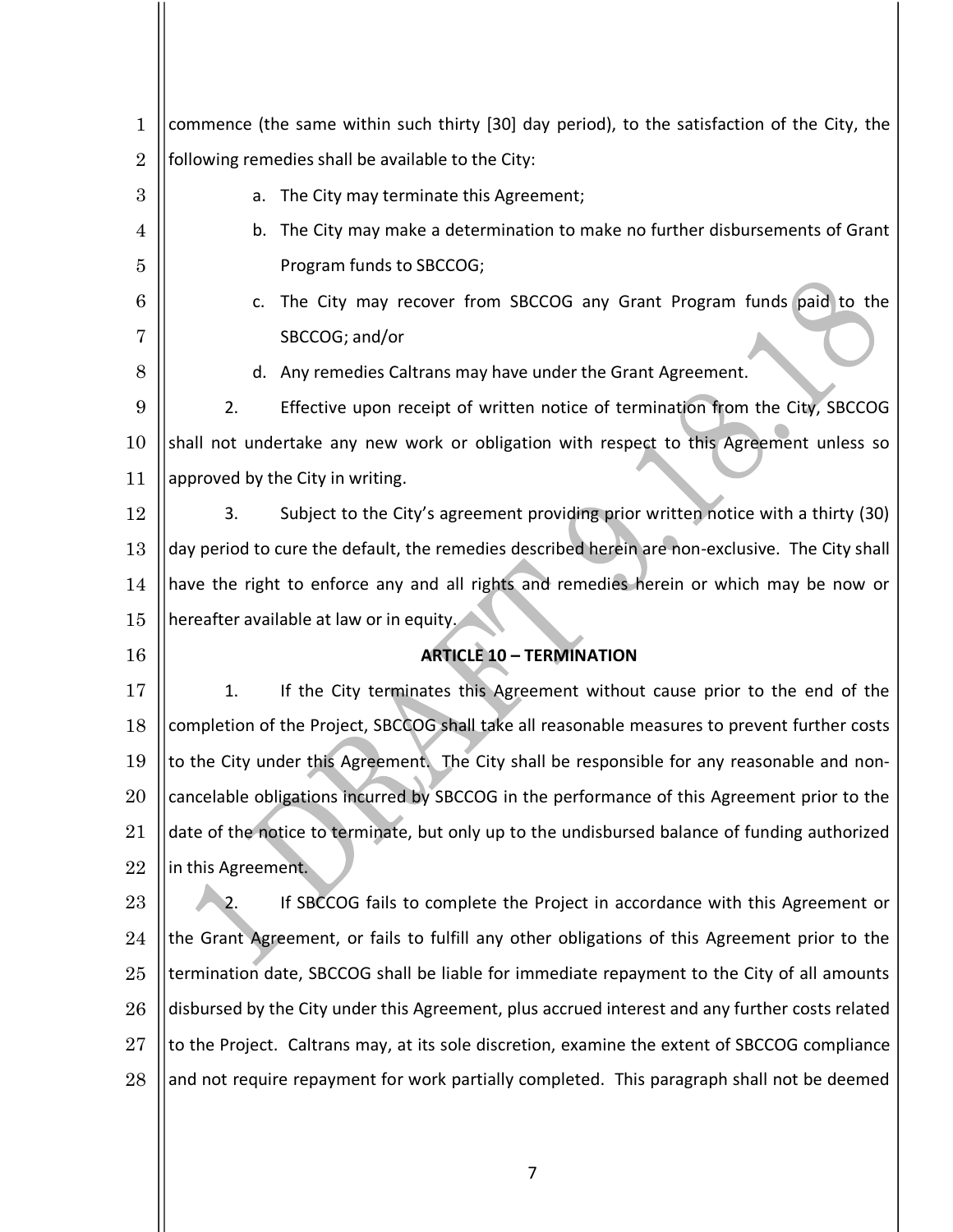commence (the same within such thirty [30] day period), to the satisfaction of the City, the following remedies shall be available to the City:

a. The City may terminate this Agreement;

b. The City may make a determination to make no further disbursements of Grant Program funds to SBCCOG;

c. The City may recover from SBCCOG any Grant Program funds paid to the SBCCOG; and/or

d. Any remedies Caltrans may have under the Grant Agreement.

2. Effective upon receipt of written notice of termination from the City, SBCCOG shall not undertake any new work or obligation with respect to this Agreement unless so approved by the City in writing.

3. Subject to the City's agreement providing prior written notice with a thirty (30) day period to cure the default, the remedies described herein are non-exclusive. The City shall have the right to enforce any and all rights and remedies herein or which may be now or hereafter available at law or in equity.

**ARTICLE 10 – TERMINATION**

1. If the City terminates this Agreement without cause prior to the end of the completion of the Project, SBCCOG shall take all reasonable measures to prevent further costs to the City under this Agreement. The City shall be responsible for any reasonable and non-cancelable obligations incurred by SBCCOG in the performance of this Agreement prior to the date of the notice to terminate, but only up to the undisbursed balance of funding authorized in this Agreement.

2. If SBCCOG fails to complete the Project in accordance with this Agreement or the Grant Agreement, or fails to fulfill any other obligations of this Agreement prior to the termination date, SBCCOG shall be liable for immediate repayment to the City of all amounts disbursed by the City under this Agreement, plus accrued interest and any further costs related to the Project. Caltrans may, at its sole discretion, examine the extent of SBCCOG compliance and not require repayment for work partially completed. This paragraph shall not be deemed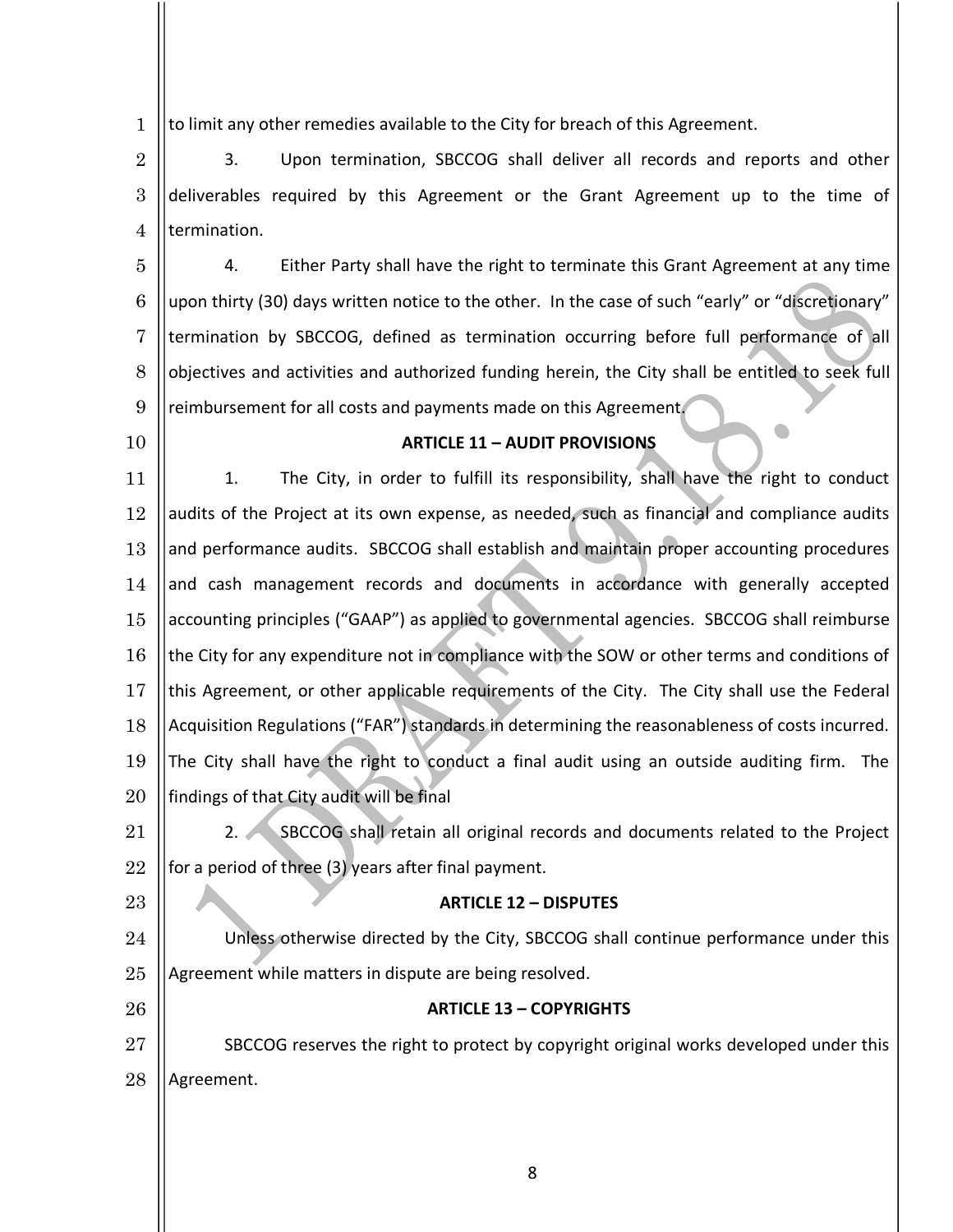to limit any other remedies available to the City for breach of this Agreement.

3. Upon termination, SBCCOG shall deliver all records and reports and other deliverables required by this Agreement or the Grant Agreement up to the time of termination.

4. Either Party shall have the right to terminate this Grant Agreement at any time upon thirty (30) days written notice to the other. In the case of such "early" or "discretionary" termination by SBCCOG, defined as termination occurring before full performance of all objectives and activities and authorized funding herein, the City shall be entitled to seek full reimbursement for all costs and payments made on this Agreement.

**ARTICLE 11 – AUDIT PROVISIONS**

1. The City, in order to fulfill its responsibility, shall have the right to conduct audits of the Project at its own expense, as needed, such as financial and compliance audits and performance audits. SBCCOG shall establish and maintain proper accounting procedures and cash management records and documents in accordance with generally accepted accounting principles ("GAAP") as applied to governmental agencies. SBCCOG shall reimburse the City for any expenditure not in compliance with the SOW or other terms and conditions of this Agreement, or other applicable requirements of the City. The City shall use the Federal Acquisition Regulations ("FAR") standards in determining the reasonableness of costs incurred. The City shall have the right to conduct a final audit using an outside auditing firm. The findings of that City audit will be final

2. SBCCOG shall retain all original records and documents related to the Project for a period of three (3) years after final payment.

**ARTICLE 12 – DISPUTES**

Unless otherwise directed by the City, SBCCOG shall continue performance under this Agreement while matters in dispute are being resolved.

**ARTICLE 13 – COPYRIGHTS**

SBCCOG reserves the right to protect by copyright original works developed under this Agreement.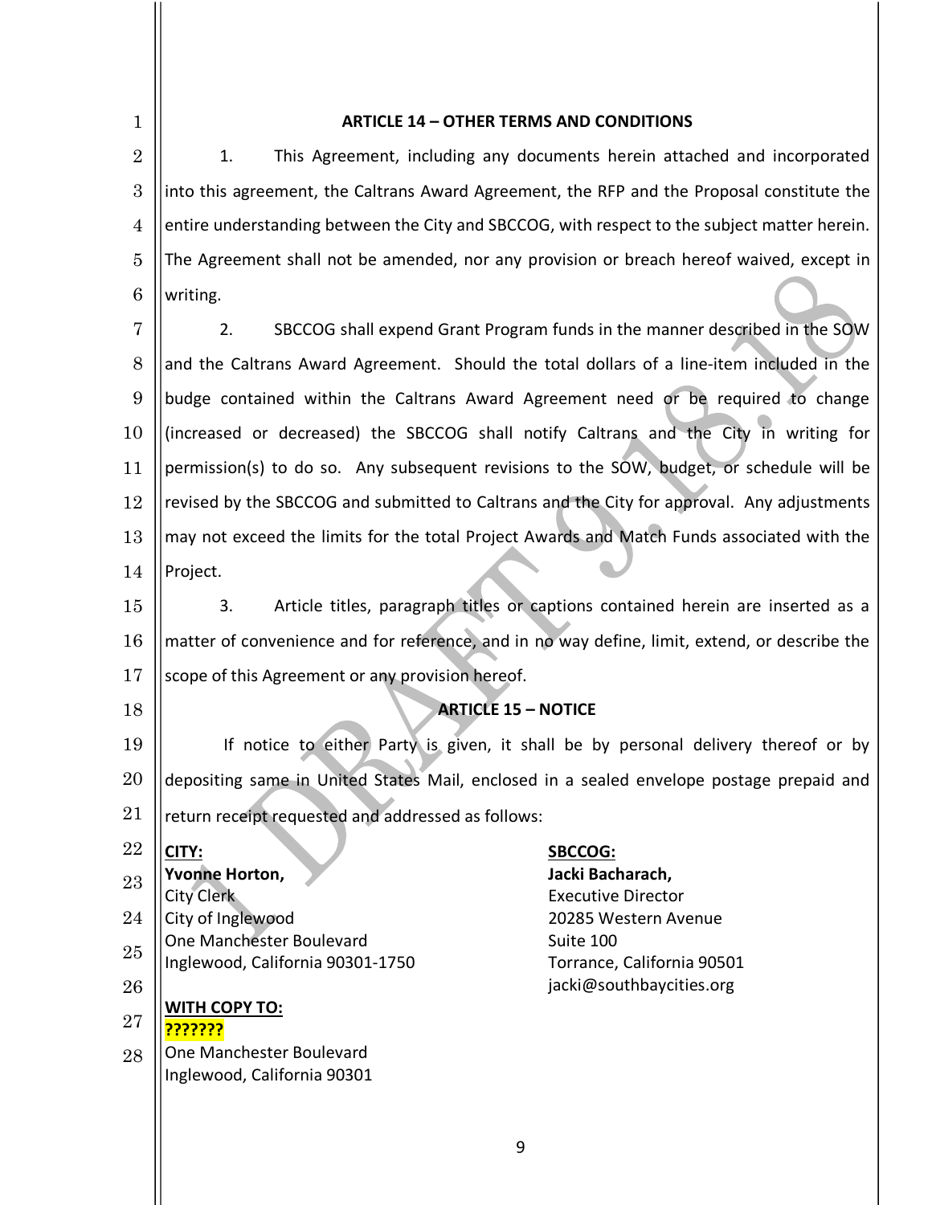## ARTICLE 14 – OTHER TERMS AND CONDITIONS

1. This Agreement, including any documents herein attached and incorporated into this agreement, the Caltrans Award Agreement, the RFP and the Proposal constitute the entire understanding between the City and SBCCOG, with respect to the subject matter herein. The Agreement shall not be amended, nor any provision or breach hereof waived, except in writing.

2. SBCCOG shall expend Grant Program funds in the manner described in the SOW and the Caltrans Award Agreement. Should the total dollars of a line-item included in the budge contained within the Caltrans Award Agreement need or be required to change (increased or decreased) the SBCCOG shall notify Caltrans and the City in writing for permission(s) to do so. Any subsequent revisions to the SOW, budget, or schedule will be revised by the SBCCOG and submitted to Caltrans and the City for approval. Any adjustments may not exceed the limits for the total Project Awards and Match Funds associated with the Project.

3. Article titles, paragraph titles or captions contained herein are inserted as a matter of convenience and for reference, and in no way define, limit, extend, or describe the scope of this Agreement or any provision hereof.

## ARTICLE 15 – NOTICE

If notice to either Party is given, it shall be by personal delivery thereof or by depositing same in United States Mail, enclosed in a sealed envelope postage prepaid and return receipt requested and addressed as follows:

**CITY:**
**Yvonne Horton,**
City Clerk
City of Inglewood
One Manchester Boulevard
Inglewood, California 90301-1750

**WITH COPY TO:**
**???????**
One Manchester Boulevard
Inglewood, California 90301

**SBCCOG:**
**Jacki Bacharach,**
Executive Director
20285 Western Avenue
Suite 100
Torrance, California 90501
jacki@southbaycities.org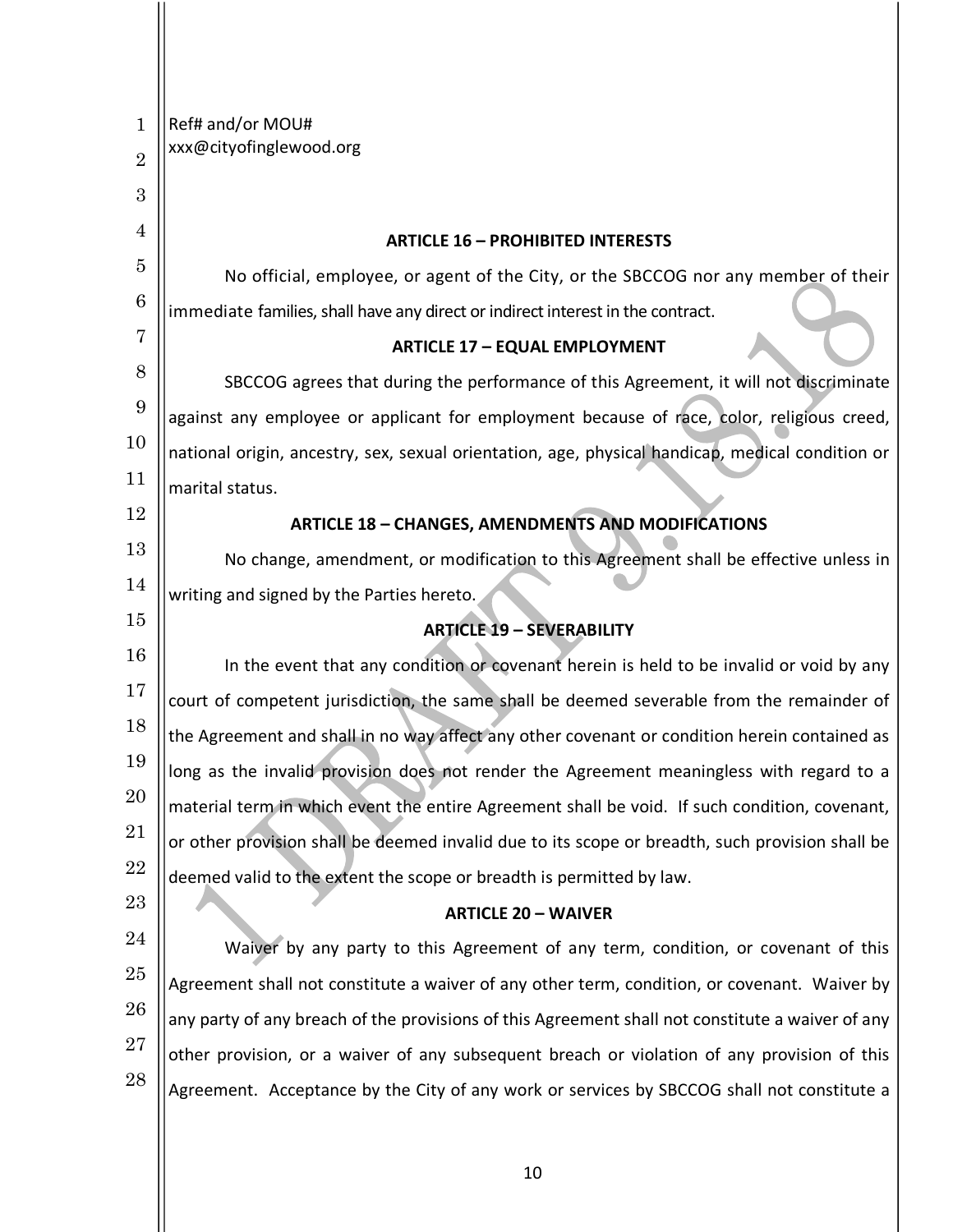Ref# and/or MOU#
xxx@cityofinglewood.org

**ARTICLE 16 – PROHIBITED INTERESTS**

No official, employee, or agent of the City, or the SBCCOG nor any member of their immediate families, shall have any direct or indirect interest in the contract.

**ARTICLE 17 – EQUAL EMPLOYMENT**

SBCCOG agrees that during the performance of this Agreement, it will not discriminate against any employee or applicant for employment because of race, color, religious creed, national origin, ancestry, sex, sexual orientation, age, physical handicap, medical condition or marital status.

**ARTICLE 18 – CHANGES, AMENDMENTS AND MODIFICATIONS**

No change, amendment, or modification to this Agreement shall be effective unless in writing and signed by the Parties hereto.

**ARTICLE 19 – SEVERABILITY**

In the event that any condition or covenant herein is held to be invalid or void by any court of competent jurisdiction, the same shall be deemed severable from the remainder of the Agreement and shall in no way affect any other covenant or condition herein contained as long as the invalid provision does not render the Agreement meaningless with regard to a material term in which event the entire Agreement shall be void. If such condition, covenant, or other provision shall be deemed invalid due to its scope or breadth, such provision shall be deemed valid to the extent the scope or breadth is permitted by law.

**ARTICLE 20 – WAIVER**

Waiver by any party to this Agreement of any term, condition, or covenant of this Agreement shall not constitute a waiver of any other term, condition, or covenant. Waiver by any party of any breach of the provisions of this Agreement shall not constitute a waiver of any other provision, or a waiver of any subsequent breach or violation of any provision of this Agreement. Acceptance by the City of any work or services by SBCCOG shall not constitute a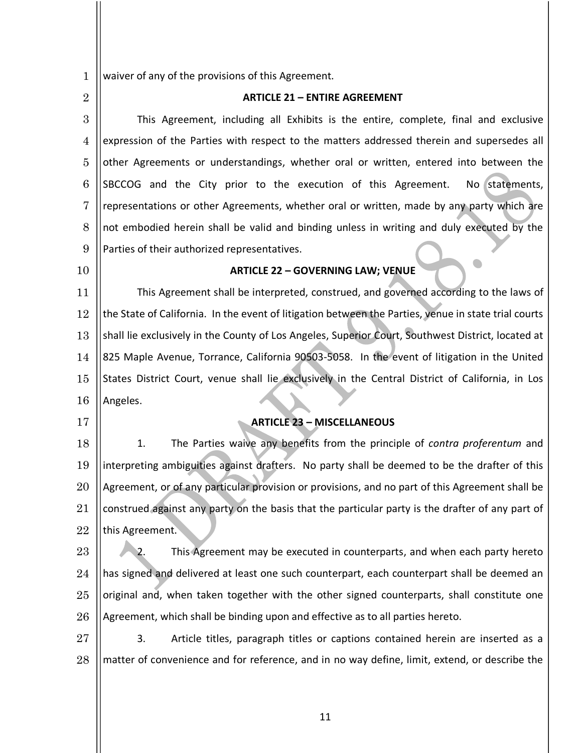waiver of any of the provisions of this Agreement.

## ARTICLE 21 – ENTIRE AGREEMENT

This Agreement, including all Exhibits is the entire, complete, final and exclusive expression of the Parties with respect to the matters addressed therein and supersedes all other Agreements or understandings, whether oral or written, entered into between the SBCCOG and the City prior to the execution of this Agreement. No statements, representations or other Agreements, whether oral or written, made by any party which are not embodied herein shall be valid and binding unless in writing and duly executed by the Parties of their authorized representatives.

## ARTICLE 22 – GOVERNING LAW; VENUE

This Agreement shall be interpreted, construed, and governed according to the laws of the State of California. In the event of litigation between the Parties, venue in state trial courts shall lie exclusively in the County of Los Angeles, Superior Court, Southwest District, located at 825 Maple Avenue, Torrance, California 90503-5058. In the event of litigation in the United States District Court, venue shall lie exclusively in the Central District of California, in Los Angeles.

## ARTICLE 23 – MISCELLANEOUS

1. The Parties waive any benefits from the principle of *contra proferentum* and interpreting ambiguities against drafters. No party shall be deemed to be the drafter of this Agreement, or of any particular provision or provisions, and no part of this Agreement shall be construed against any party on the basis that the particular party is the drafter of any part of this Agreement.

2. This Agreement may be executed in counterparts, and when each party hereto has signed and delivered at least one such counterpart, each counterpart shall be deemed an original and, when taken together with the other signed counterparts, shall constitute one Agreement, which shall be binding upon and effective as to all parties hereto.

3. Article titles, paragraph titles or captions contained herein are inserted as a matter of convenience and for reference, and in no way define, limit, extend, or describe the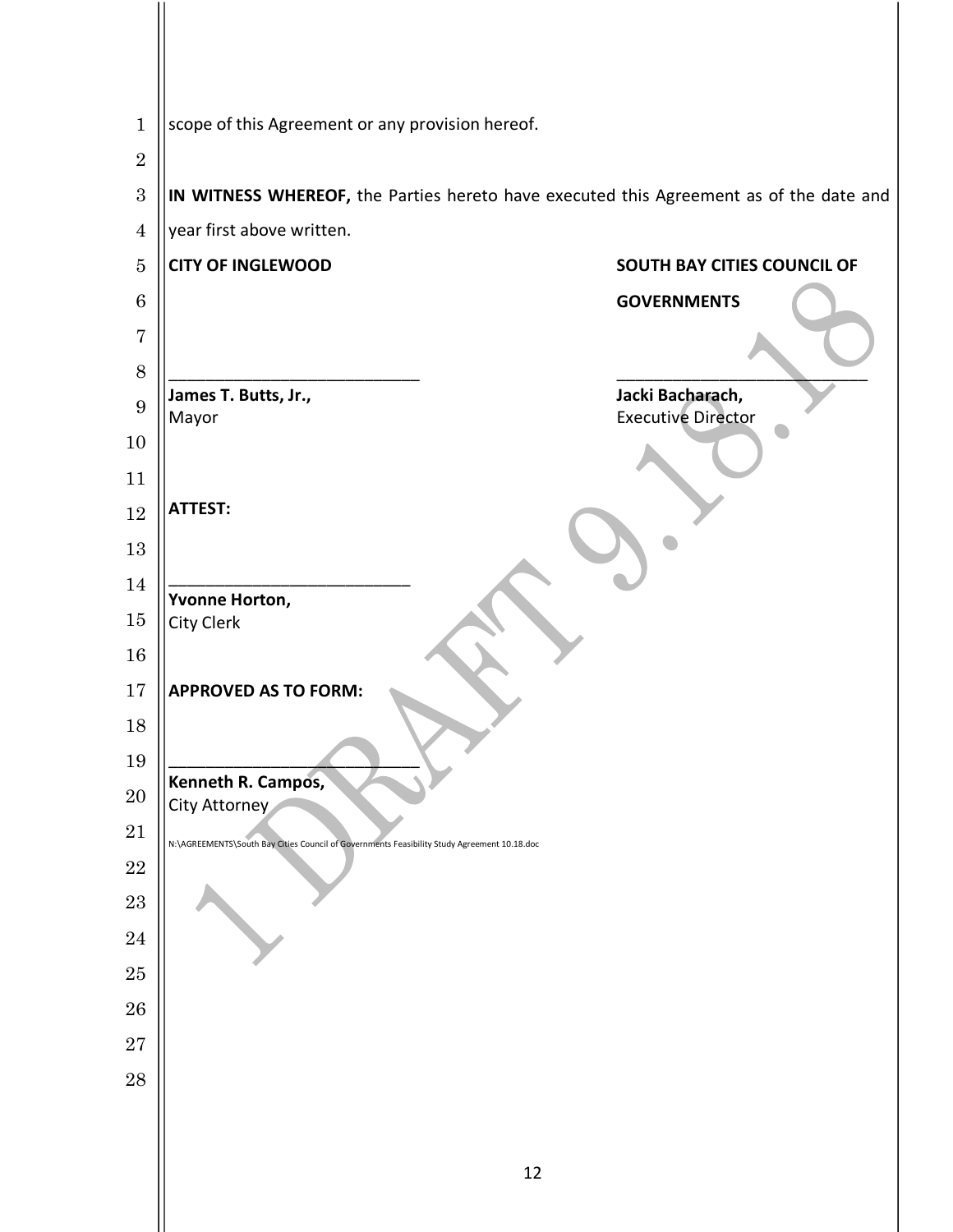scope of this Agreement or any provision hereof.

**IN WITNESS WHEREOF,** the Parties hereto have executed this Agreement as of the date and year first above written.

**CITY OF INGLEWOOD**

\_\_\_\_\_\_\_\_\_\_\_\_\_\_\_\_\_\_\_\_\_\_\_\_\_\_\_\_

**James T. Butts, Jr.,**
Mayor

**SOUTH BAY CITIES COUNCIL OF GOVERNMENTS**

\_\_\_\_\_\_\_\_\_\_\_\_\_\_\_\_\_\_\_\_\_\_\_\_\_\_\_\_

**Jacki Bacharach,**
Executive Director

**ATTEST:**

\_\_\_\_\_\_\_\_\_\_\_\_\_\_\_\_\_\_\_\_\_\_\_\_\_\_\_\_

**Yvonne Horton,**
City Clerk

**APPROVED AS TO FORM:**

\_\_\_\_\_\_\_\_\_\_\_\_\_\_\_\_\_\_\_\_\_\_\_\_\_\_\_\_

**Kenneth R. Campos,**
City Attorney

N:\AGREEMENTS\South Bay Cities Council of Governments Feasibility Study Agreement 10.18.doc

1 DRAFT 9.18.18